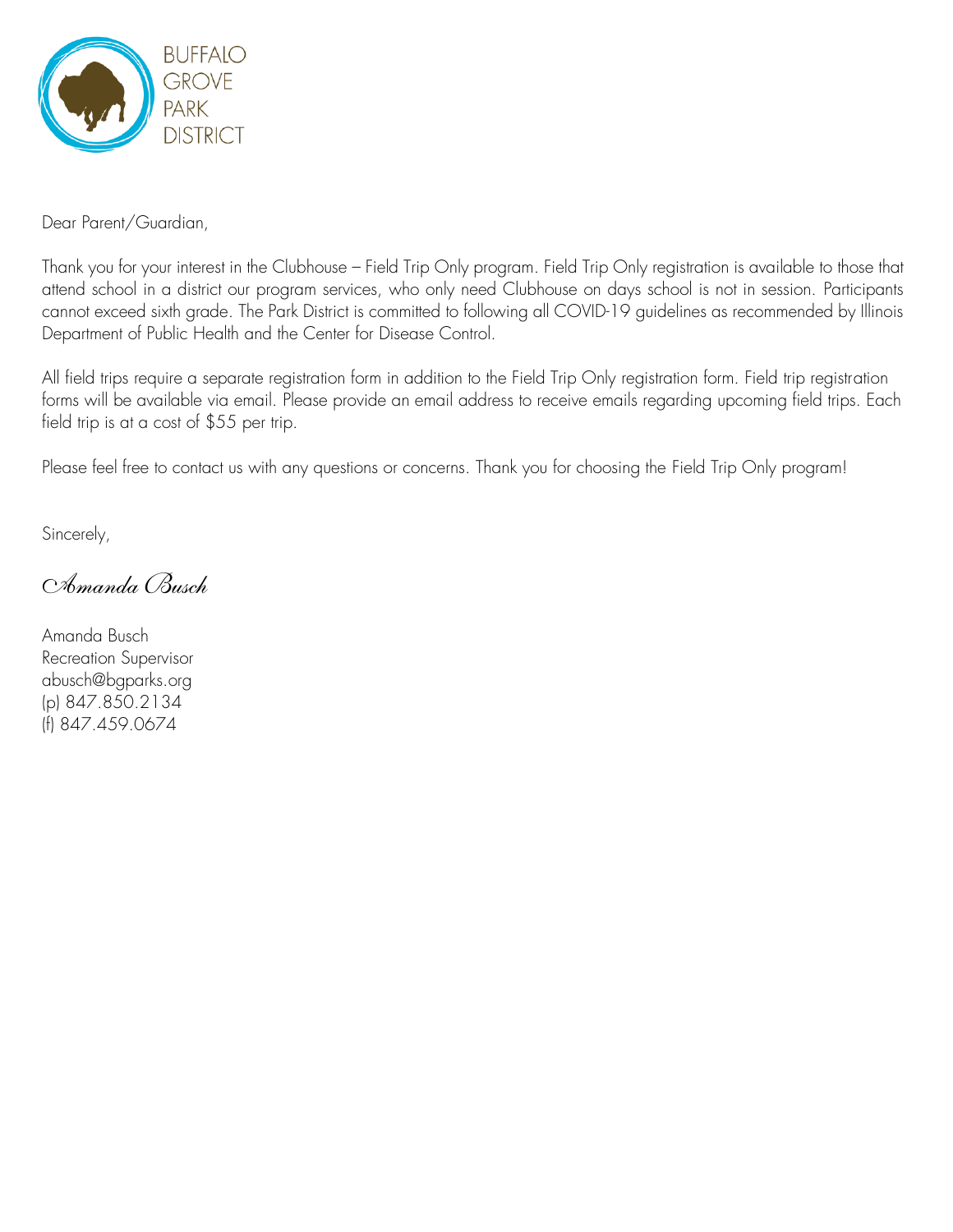BUFFALO
GROVE
PARK
DISTRICT

Dear Parent/Guardian,

Thank you for your interest in the Clubhouse – Field Trip Only program. Field Trip Only registration is available to those that attend school in a district our program services, who only need Clubhouse on days school is not in session. Participants cannot exceed sixth grade. The Park District is committed to following all COVID-19 guidelines as recommended by Illinois Department of Public Health and the Center for Disease Control.

All field trips require a separate registration form in addition to the Field Trip Only registration form. Field trip registration forms will be available via email. Please provide an email address to receive emails regarding upcoming field trips. Each field trip is at a cost of $55 per trip.

Please feel free to contact us with any questions or concerns. Thank you for choosing the Field Trip Only program!

Sincerely,

*Amanda Busch*

Amanda Busch
Recreation Supervisor
abusch@bgparks.org
(p) 847.850.2134
(f) 847.459.0674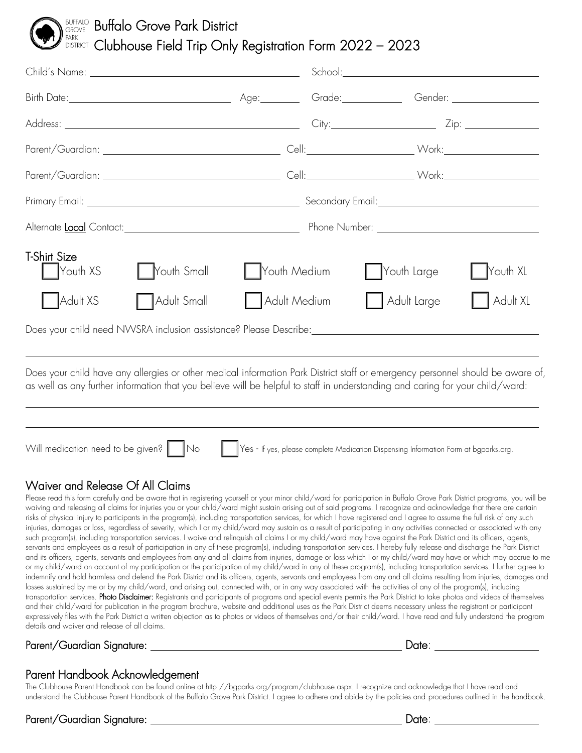# Buffalo Grove Park District

## Clubhouse Field Trip Only Registration Form 2022 – 2023

Child's Name: ______________________ School: ______________________

Birth Date: ______________________ Age: ________ Grade: ________ Gender: ______________

Address: ______________________ City: ______________ Zip: ____________

Parent/Guardian: ______________________ Cell: ______________ Work: ______________

Parent/Guardian: ______________________ Cell: ______________ Work: ______________

Primary Email: ______________________ Secondary Email: ______________________

Alternate **Local** Contact: ______________________ Phone Number: ______________________

**T-Shirt Size**

☐ Youth XS ☐ Youth Small ☐ Youth Medium ☐ Youth Large ☐ Youth XL

☐ Adult XS ☐ Adult Small ☐ Adult Medium ☐ Adult Large ☐ Adult XL

Does your child need NWSRA inclusion assistance? Please Describe: ______________________

______________________________________________

Does your child have any allergies or other medical information Park District staff or emergency personnel should be aware of, as well as any further information that you believe will be helpful to staff in understanding and caring for your child/ward:

______________________________________________

______________________________________________

Will medication need to be given? ☐ No ☐ Yes - If yes, please complete Medication Dispensing Information Form at bgparks.org.

## Waiver and Release Of All Claims

Please read this form carefully and be aware that in registering yourself or your minor child/ward for participation in Buffalo Grove Park District programs, you will be waiving and releasing all claims for injuries you or your child/ward might sustain arising out of said programs. I recognize and acknowledge that there are certain risks of physical injury to participants in the program(s), including transportation services, for which I have registered and I agree to assume the full risk of any such injuries, damages or loss, regardless of severity, which I or my child/ward may sustain as a result of participating in any activities connected or associated with any such program(s), including transportation services. I waive and relinquish all claims I or my child/ward may have against the Park District and its officers, agents, servants and employees as a result of participation in any of these program(s), including transportation services. I hereby fully release and discharge the Park District and its officers, agents, servants and employees from any and all claims from injuries, damage or loss which I or my child/ward may have or which may accrue to me or my child/ward on account of my participation or the participation of my child/ward in any of these program(s), including transportation services. I further agree to indemnify and hold harmless and defend the Park District and its officers, agents, servants and employees from any and all claims resulting from injuries, damages and losses sustained by me or by my child/ward, and arising out, connected with, or in any way associated with the activities of any of the program(s), including transportation services. **Photo Disclaimer:** Registrants and participants of programs and special events permits the Park District to take photos and videos of themselves and their child/ward for publication in the program brochure, website and additional uses as the Park District deems necessary unless the registrant or participant expressively files with the Park District a written objection as to photos or videos of themselves and/or their child/ward. I have read and fully understand the program details and waiver and release of all claims.

Parent/Guardian Signature: ______________________ Date: ______________

## Parent Handbook Acknowledgement

The Clubhouse Parent Handbook can be found online at http://bgparks.org/program/clubhouse.aspx. I recognize and acknowledge that I have read and understand the Clubhouse Parent Handbook of the Buffalo Grove Park District. I agree to adhere and abide by the policies and procedures outlined in the handbook.

Parent/Guardian Signature: ______________________ Date: ______________